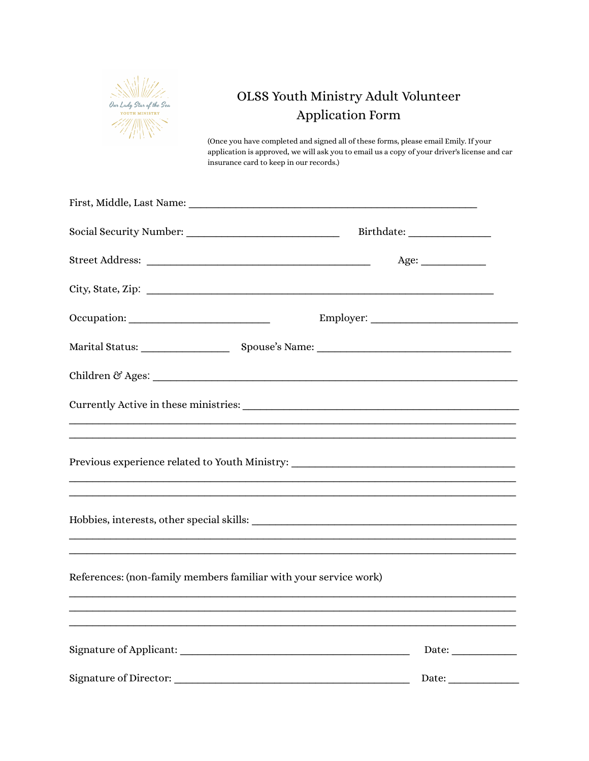Our Lady Star of the Sea
YOUTH MINISTRY

# OLSS Youth Ministry Adult Volunteer Application Form

(Once you have completed and signed all of these forms, please email Emily. If your application is approved, we will ask you to email us a copy of your driver's license and car insurance card to keep in our records.)

First, Middle, Last Name: ______________________________________________

Social Security Number: ________________________ Birthdate: _____________

Street Address: ___________________________________ Age: ___________

City, State, Zip: ______________________________________________________

Occupation: _____________________ Employer: ______________________

Marital Status: ______________ Spouse's Name: ______________________________

Children & Ages: ______________________________________________________

Currently Active in these ministries: ________________________________________

______________________________________________________________________

______________________________________________________________________

Previous experience related to Youth Ministry: ______________________________

______________________________________________________________________

______________________________________________________________________

Hobbies, interests, other special skills: ____________________________________

______________________________________________________________________

______________________________________________________________________

References: (non-family members familiar with your service work)

______________________________________________________________________

______________________________________________________________________

______________________________________________________________________

Signature of Applicant: ____________________________________ Date: ___________

Signature of Director: _____________________________________ Date: ___________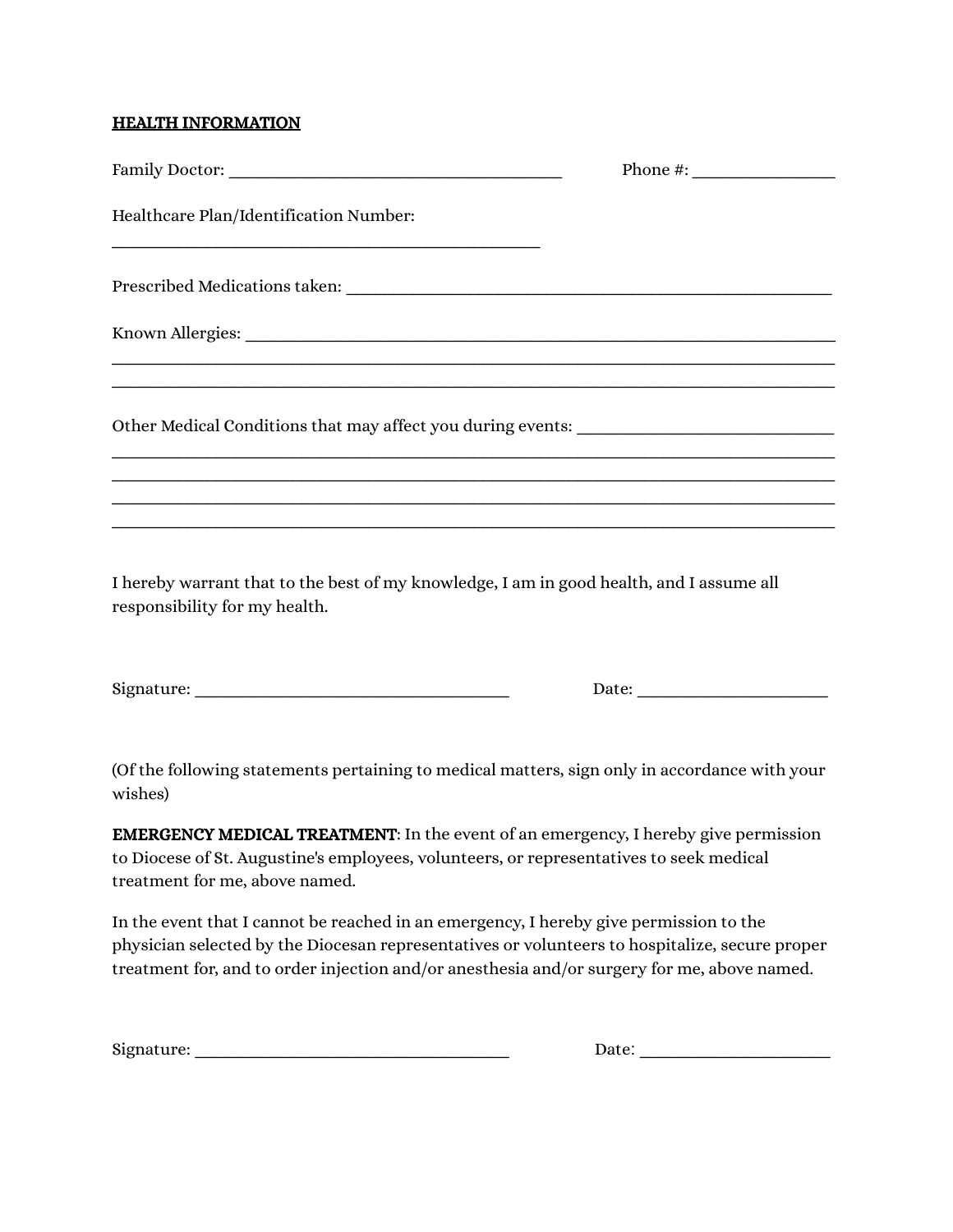**HEALTH INFORMATION**

Family Doctor: ________________________________________ Phone #: ________________

Healthcare Plan/Identification Number:

____________________________________________________

Prescribed Medications taken: ___________________________________________________________

Known Allergies: _____________________________________________________________________

_____________________________________________________________________________________

_____________________________________________________________________________________

Other Medical Conditions that may affect you during events: _____________________________

_____________________________________________________________________________________

_____________________________________________________________________________________

_____________________________________________________________________________________

_____________________________________________________________________________________

I hereby warrant that to the best of my knowledge, I am in good health, and I assume all responsibility for my health.

Signature: ______________________________________ Date: _______________________

(Of the following statements pertaining to medical matters, sign only in accordance with your wishes)

**EMERGENCY MEDICAL TREATMENT**: In the event of an emergency, I hereby give permission to Diocese of St. Augustine's employees, volunteers, or representatives to seek medical treatment for me, above named.

In the event that I cannot be reached in an emergency, I hereby give permission to the physician selected by the Diocesan representatives or volunteers to hospitalize, secure proper treatment for, and to order injection and/or anesthesia and/or surgery for me, above named.

Signature: ______________________________________ Date: _______________________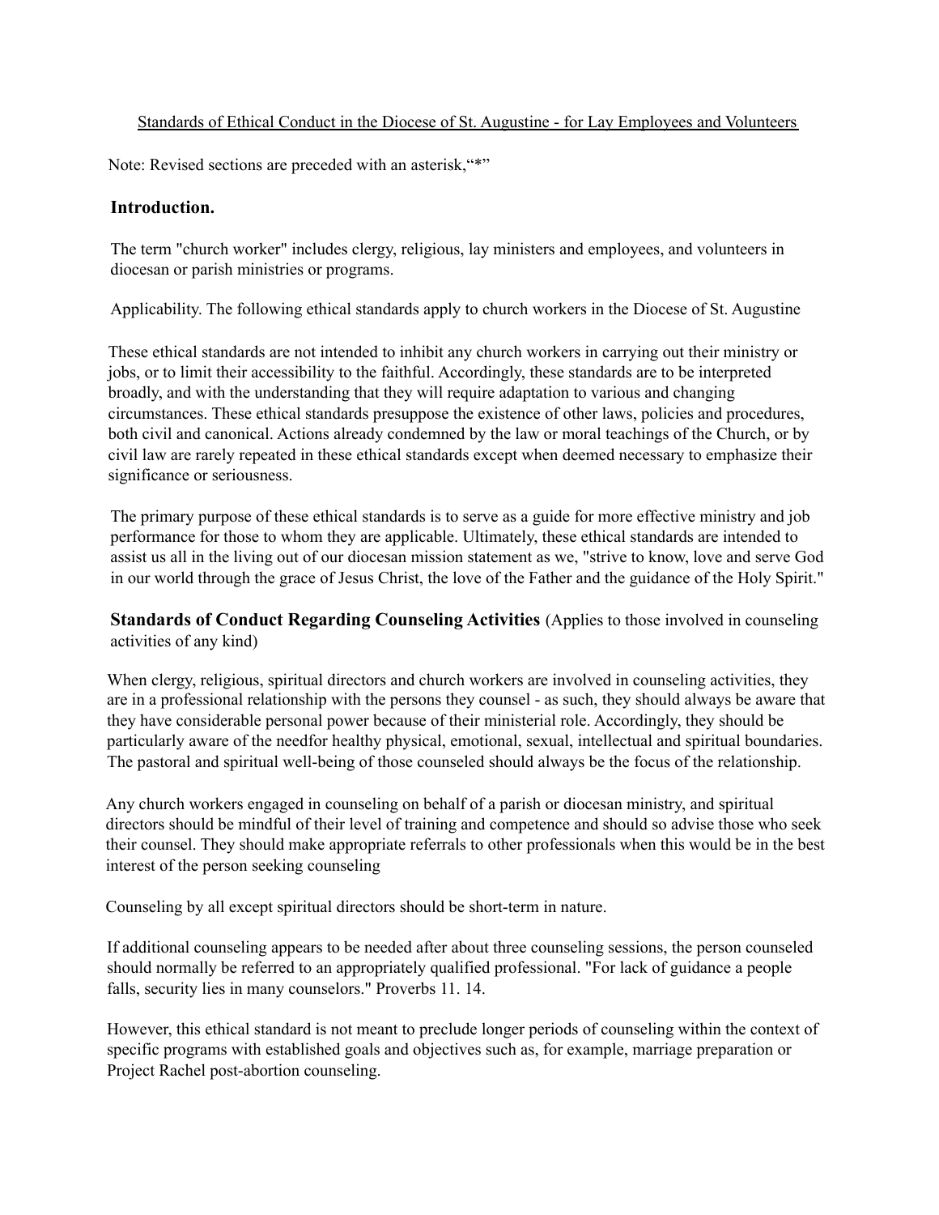Standards of Ethical Conduct in the Diocese of St. Augustine - for Lay Employees and Volunteers

Note: Revised sections are preceded with an asterisk,"*"

## Introduction.

The term "church worker" includes clergy, religious, lay ministers and employees, and volunteers in diocesan or parish ministries or programs.

Applicability. The following ethical standards apply to church workers in the Diocese of St. Augustine

These ethical standards are not intended to inhibit any church workers in carrying out their ministry or jobs, or to limit their accessibility to the faithful. Accordingly, these standards are to be interpreted broadly, and with the understanding that they will require adaptation to various and changing circumstances. These ethical standards presuppose the existence of other laws, policies and procedures, both civil and canonical. Actions already condemned by the law or moral teachings of the Church, or by civil law are rarely repeated in these ethical standards except when deemed necessary to emphasize their significance or seriousness.

The primary purpose of these ethical standards is to serve as a guide for more effective ministry and job performance for those to whom they are applicable. Ultimately, these ethical standards are intended to assist us all in the living out of our diocesan mission statement as we, "strive to know, love and serve God in our world through the grace of Jesus Christ, the love of the Father and the guidance of the Holy Spirit."

**Standards of Conduct Regarding Counseling Activities** (Applies to those involved in counseling activities of any kind)

When clergy, religious, spiritual directors and church workers are involved in counseling activities, they are in a professional relationship with the persons they counsel - as such, they should always be aware that they have considerable personal power because of their ministerial role. Accordingly, they should be particularly aware of the needfor healthy physical, emotional, sexual, intellectual and spiritual boundaries. The pastoral and spiritual well-being of those counseled should always be the focus of the relationship.

Any church workers engaged in counseling on behalf of a parish or diocesan ministry, and spiritual directors should be mindful of their level of training and competence and should so advise those who seek their counsel. They should make appropriate referrals to other professionals when this would be in the best interest of the person seeking counseling

Counseling by all except spiritual directors should be short-term in nature.

If additional counseling appears to be needed after about three counseling sessions, the person counseled should normally be referred to an appropriately qualified professional. "For lack of guidance a people falls, security lies in many counselors." Proverbs 11. 14.

However, this ethical standard is not meant to preclude longer periods of counseling within the context of specific programs with established goals and objectives such as, for example, marriage preparation or Project Rachel post-abortion counseling.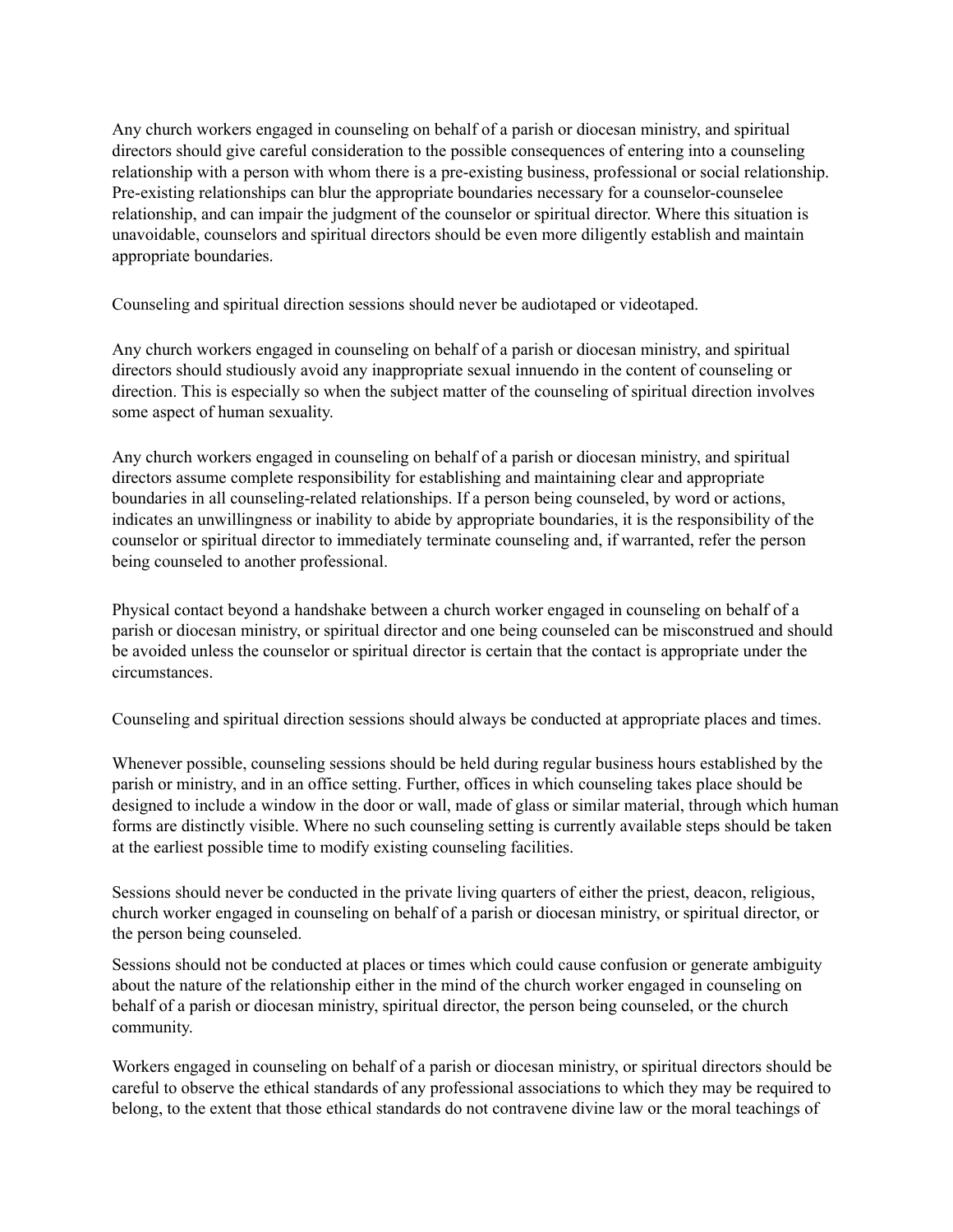Any church workers engaged in counseling on behalf of a parish or diocesan ministry, and spiritual directors should give careful consideration to the possible consequences of entering into a counseling relationship with a person with whom there is a pre-existing business, professional or social relationship. Pre-existing relationships can blur the appropriate boundaries necessary for a counselor-counselee relationship, and can impair the judgment of the counselor or spiritual director. Where this situation is unavoidable, counselors and spiritual directors should be even more diligently establish and maintain appropriate boundaries.

Counseling and spiritual direction sessions should never be audiotaped or videotaped.

Any church workers engaged in counseling on behalf of a parish or diocesan ministry, and spiritual directors should studiously avoid any inappropriate sexual innuendo in the content of counseling or direction. This is especially so when the subject matter of the counseling of spiritual direction involves some aspect of human sexuality.

Any church workers engaged in counseling on behalf of a parish or diocesan ministry, and spiritual directors assume complete responsibility for establishing and maintaining clear and appropriate boundaries in all counseling-related relationships. If a person being counseled, by word or actions, indicates an unwillingness or inability to abide by appropriate boundaries, it is the responsibility of the counselor or spiritual director to immediately terminate counseling and, if warranted, refer the person being counseled to another professional.

Physical contact beyond a handshake between a church worker engaged in counseling on behalf of a parish or diocesan ministry, or spiritual director and one being counseled can be misconstrued and should be avoided unless the counselor or spiritual director is certain that the contact is appropriate under the circumstances.

Counseling and spiritual direction sessions should always be conducted at appropriate places and times.

Whenever possible, counseling sessions should be held during regular business hours established by the parish or ministry, and in an office setting. Further, offices in which counseling takes place should be designed to include a window in the door or wall, made of glass or similar material, through which human forms are distinctly visible. Where no such counseling setting is currently available steps should be taken at the earliest possible time to modify existing counseling facilities.

Sessions should never be conducted in the private living quarters of either the priest, deacon, religious, church worker engaged in counseling on behalf of a parish or diocesan ministry, or spiritual director, or the person being counseled.

Sessions should not be conducted at places or times which could cause confusion or generate ambiguity about the nature of the relationship either in the mind of the church worker engaged in counseling on behalf of a parish or diocesan ministry, spiritual director, the person being counseled, or the church community.

Workers engaged in counseling on behalf of a parish or diocesan ministry, or spiritual directors should be careful to observe the ethical standards of any professional associations to which they may be required to belong, to the extent that those ethical standards do not contravene divine law or the moral teachings of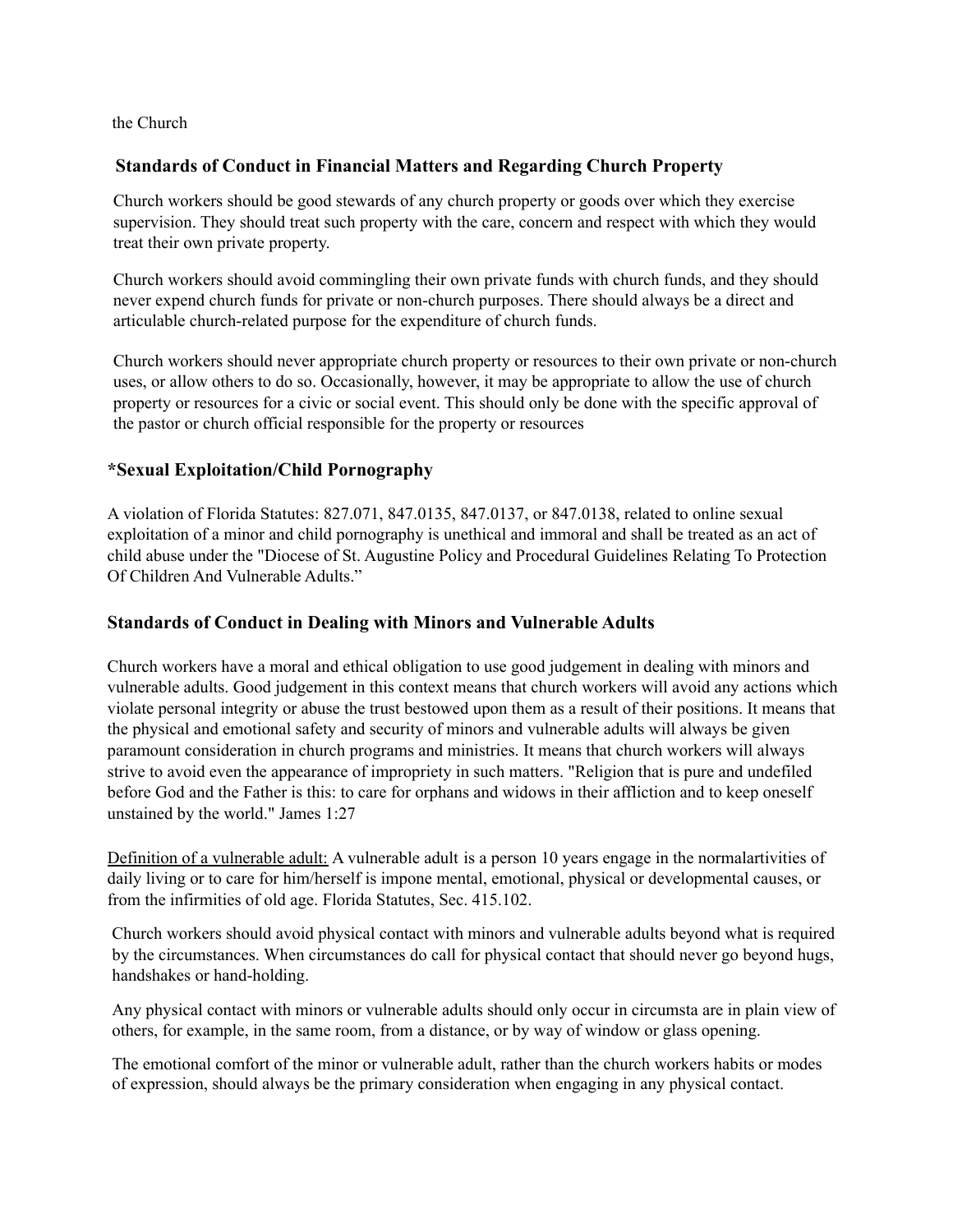the Church

## Standards of Conduct in Financial Matters and Regarding Church Property

Church workers should be good stewards of any church property or goods over which they exercise supervision. They should treat such property with the care, concern and respect with which they would treat their own private property.

Church workers should avoid commingling their own private funds with church funds, and they should never expend church funds for private or non-church purposes. There should always be a direct and articulable church-related purpose for the expenditure of church funds.

Church workers should never appropriate church property or resources to their own private or non-church uses, or allow others to do so. Occasionally, however, it may be appropriate to allow the use of church property or resources for a civic or social event. This should only be done with the specific approval of the pastor or church official responsible for the property or resources

## *Sexual Exploitation/Child Pornography

A violation of Florida Statutes: 827.071, 847.0135, 847.0137, or 847.0138, related to online sexual exploitation of a minor and child pornography is unethical and immoral and shall be treated as an act of child abuse under the "Diocese of St. Augustine Policy and Procedural Guidelines Relating To Protection Of Children And Vulnerable Adults."

## Standards of Conduct in Dealing with Minors and Vulnerable Adults

Church workers have a moral and ethical obligation to use good judgement in dealing with minors and vulnerable adults. Good judgement in this context means that church workers will avoid any actions which violate personal integrity or abuse the trust bestowed upon them as a result of their positions. It means that the physical and emotional safety and security of minors and vulnerable adults will always be given paramount consideration in church programs and ministries. It means that church workers will always strive to avoid even the appearance of impropriety in such matters. "Religion that is pure and undefiled before God and the Father is this: to care for orphans and widows in their affliction and to keep oneself unstained by the world." James 1:27

Definition of a vulnerable adult: A vulnerable adult is a person 10 years engage in the normalartivities of daily living or to care for him/herself is impone mental, emotional, physical or developmental causes, or from the infirmities of old age. Florida Statutes, Sec. 415.102.

Church workers should avoid physical contact with minors and vulnerable adults beyond what is required by the circumstances. When circumstances do call for physical contact that should never go beyond hugs, handshakes or hand-holding.

Any physical contact with minors or vulnerable adults should only occur in circumsta are in plain view of others, for example, in the same room, from a distance, or by way of window or glass opening.

The emotional comfort of the minor or vulnerable adult, rather than the church workers habits or modes of expression, should always be the primary consideration when engaging in any physical contact.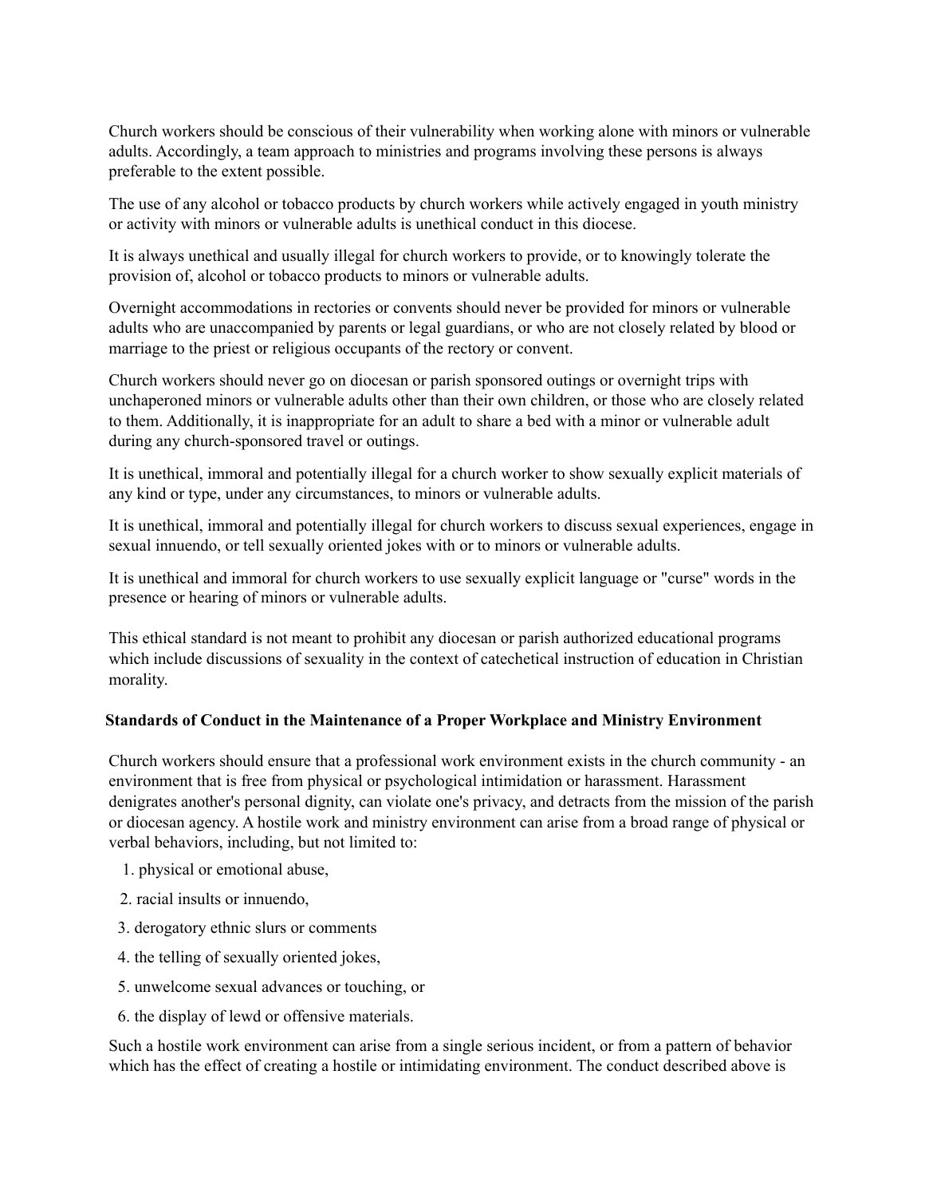Church workers should be conscious of their vulnerability when working alone with minors or vulnerable adults. Accordingly, a team approach to ministries and programs involving these persons is always preferable to the extent possible.

The use of any alcohol or tobacco products by church workers while actively engaged in youth ministry or activity with minors or vulnerable adults is unethical conduct in this diocese.

It is always unethical and usually illegal for church workers to provide, or to knowingly tolerate the provision of, alcohol or tobacco products to minors or vulnerable adults.

Overnight accommodations in rectories or convents should never be provided for minors or vulnerable adults who are unaccompanied by parents or legal guardians, or who are not closely related by blood or marriage to the priest or religious occupants of the rectory or convent.

Church workers should never go on diocesan or parish sponsored outings or overnight trips with unchaperoned minors or vulnerable adults other than their own children, or those who are closely related to them. Additionally, it is inappropriate for an adult to share a bed with a minor or vulnerable adult during any church-sponsored travel or outings.

It is unethical, immoral and potentially illegal for a church worker to show sexually explicit materials of any kind or type, under any circumstances, to minors or vulnerable adults.

It is unethical, immoral and potentially illegal for church workers to discuss sexual experiences, engage in sexual innuendo, or tell sexually oriented jokes with or to minors or vulnerable adults.

It is unethical and immoral for church workers to use sexually explicit language or "curse" words in the presence or hearing of minors or vulnerable adults.

This ethical standard is not meant to prohibit any diocesan or parish authorized educational programs which include discussions of sexuality in the context of catechetical instruction of education in Christian morality.

### Standards of Conduct in the Maintenance of a Proper Workplace and Ministry Environment

Church workers should ensure that a professional work environment exists in the church community - an environment that is free from physical or psychological intimidation or harassment. Harassment denigrates another's personal dignity, can violate one's privacy, and detracts from the mission of the parish or diocesan agency. A hostile work and ministry environment can arise from a broad range of physical or verbal behaviors, including, but not limited to:

1. physical or emotional abuse,
2. racial insults or innuendo,
3. derogatory ethnic slurs or comments
4. the telling of sexually oriented jokes,
5. unwelcome sexual advances or touching, or
6. the display of lewd or offensive materials.

Such a hostile work environment can arise from a single serious incident, or from a pattern of behavior which has the effect of creating a hostile or intimidating environment. The conduct described above is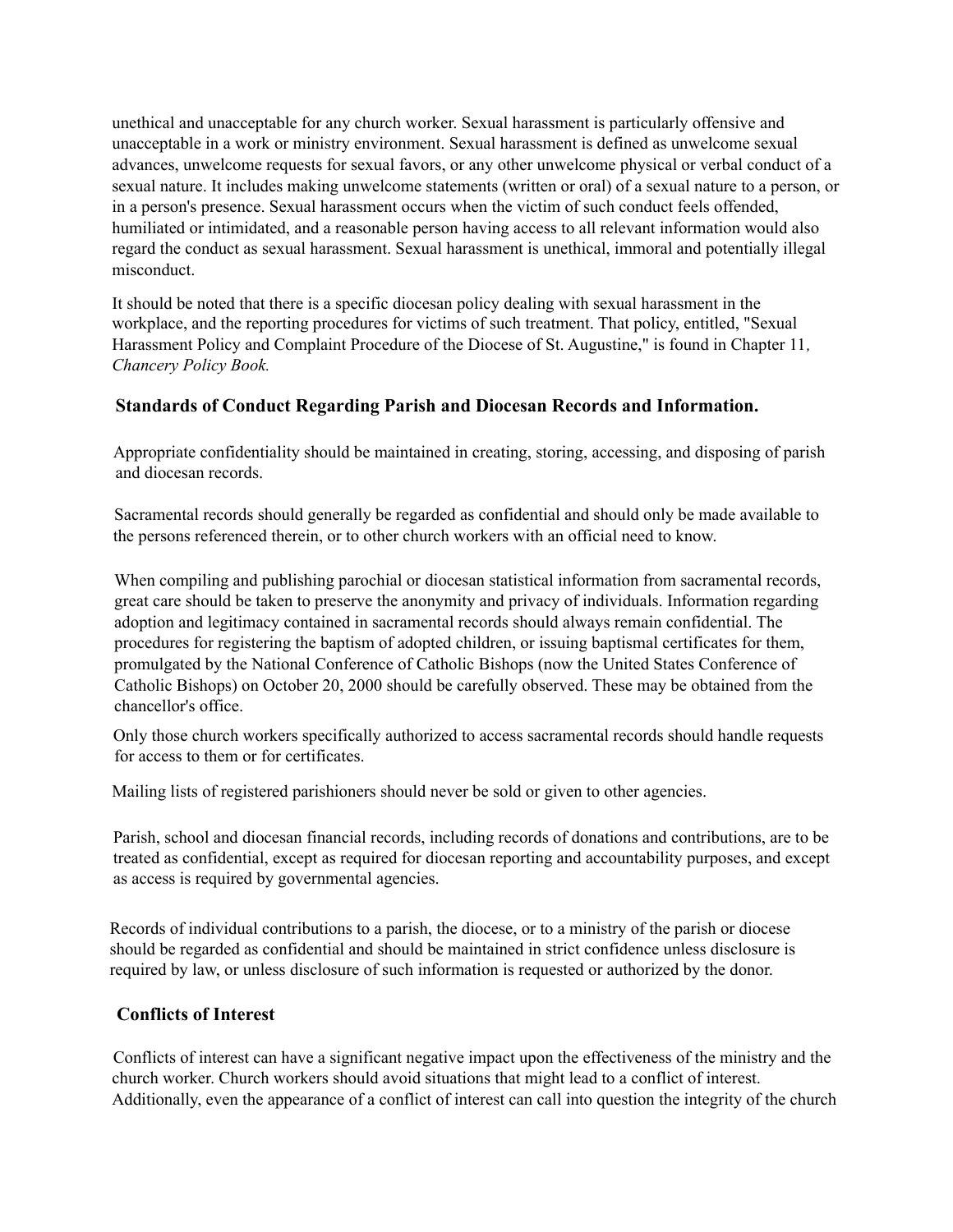unethical and unacceptable for any church worker. Sexual harassment is particularly offensive and unacceptable in a work or ministry environment. Sexual harassment is defined as unwelcome sexual advances, unwelcome requests for sexual favors, or any other unwelcome physical or verbal conduct of a sexual nature. It includes making unwelcome statements (written or oral) of a sexual nature to a person, or in a person's presence. Sexual harassment occurs when the victim of such conduct feels offended, humiliated or intimidated, and a reasonable person having access to all relevant information would also regard the conduct as sexual harassment. Sexual harassment is unethical, immoral and potentially illegal misconduct.

It should be noted that there is a specific diocesan policy dealing with sexual harassment in the workplace, and the reporting procedures for victims of such treatment. That policy, entitled, "Sexual Harassment Policy and Complaint Procedure of the Diocese of St. Augustine," is found in Chapter 11*, Chancery Policy Book.*

### Standards of Conduct Regarding Parish and Diocesan Records and Information.

Appropriate confidentiality should be maintained in creating, storing, accessing, and disposing of parish and diocesan records.

Sacramental records should generally be regarded as confidential and should only be made available to the persons referenced therein, or to other church workers with an official need to know.

When compiling and publishing parochial or diocesan statistical information from sacramental records, great care should be taken to preserve the anonymity and privacy of individuals. Information regarding adoption and legitimacy contained in sacramental records should always remain confidential. The procedures for registering the baptism of adopted children, or issuing baptismal certificates for them, promulgated by the National Conference of Catholic Bishops (now the United States Conference of Catholic Bishops) on October 20, 2000 should be carefully observed. These may be obtained from the chancellor's office.

Only those church workers specifically authorized to access sacramental records should handle requests for access to them or for certificates.

Mailing lists of registered parishioners should never be sold or given to other agencies.

Parish, school and diocesan financial records, including records of donations and contributions, are to be treated as confidential, except as required for diocesan reporting and accountability purposes, and except as access is required by governmental agencies.

Records of individual contributions to a parish, the diocese, or to a ministry of the parish or diocese should be regarded as confidential and should be maintained in strict confidence unless disclosure is required by law, or unless disclosure of such information is requested or authorized by the donor.

### Conflicts of Interest

Conflicts of interest can have a significant negative impact upon the effectiveness of the ministry and the church worker. Church workers should avoid situations that might lead to a conflict of interest. Additionally, even the appearance of a conflict of interest can call into question the integrity of the church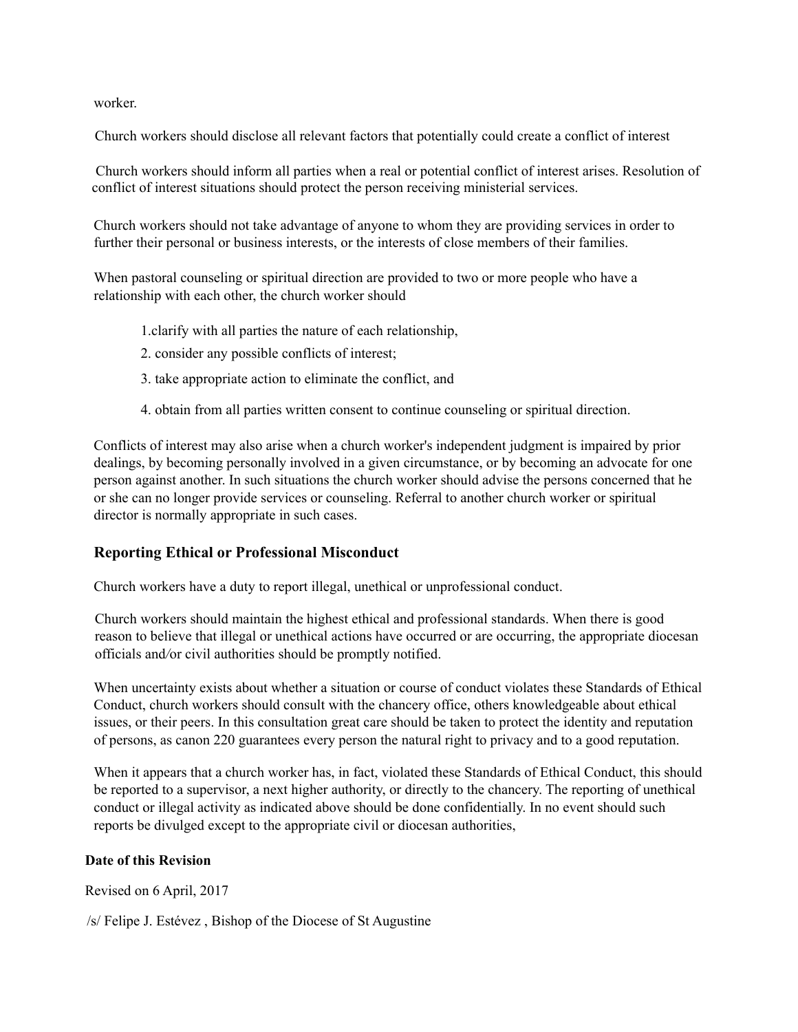worker.

Church workers should disclose all relevant factors that potentially could create a conflict of interest

Church workers should inform all parties when a real or potential conflict of interest arises. Resolution of conflict of interest situations should protect the person receiving ministerial services.

Church workers should not take advantage of anyone to whom they are providing services in order to further their personal or business interests, or the interests of close members of their families.

When pastoral counseling or spiritual direction are provided to two or more people who have a relationship with each other, the church worker should

1.clarify with all parties the nature of each relationship,
2. consider any possible conflicts of interest;
3. take appropriate action to eliminate the conflict, and
4. obtain from all parties written consent to continue counseling or spiritual direction.

Conflicts of interest may also arise when a church worker's independent judgment is impaired by prior dealings, by becoming personally involved in a given circumstance, or by becoming an advocate for one person against another. In such situations the church worker should advise the persons concerned that he or she can no longer provide services or counseling. Referral to another church worker or spiritual director is normally appropriate in such cases.

## Reporting Ethical or Professional Misconduct

Church workers have a duty to report illegal, unethical or unprofessional conduct.

Church workers should maintain the highest ethical and professional standards. When there is good reason to believe that illegal or unethical actions have occurred or are occurring, the appropriate diocesan officials and/or civil authorities should be promptly notified.

When uncertainty exists about whether a situation or course of conduct violates these Standards of Ethical Conduct, church workers should consult with the chancery office, others knowledgeable about ethical issues, or their peers. In this consultation great care should be taken to protect the identity and reputation of persons, as canon 220 guarantees every person the natural right to privacy and to a good reputation.

When it appears that a church worker has, in fact, violated these Standards of Ethical Conduct, this should be reported to a supervisor, a next higher authority, or directly to the chancery. The reporting of unethical conduct or illegal activity as indicated above should be done confidentially. In no event should such reports be divulged except to the appropriate civil or diocesan authorities,

**Date of this Revision**

Revised on 6 April, 2017

/s/ Felipe J. Estévez , Bishop of the Diocese of St Augustine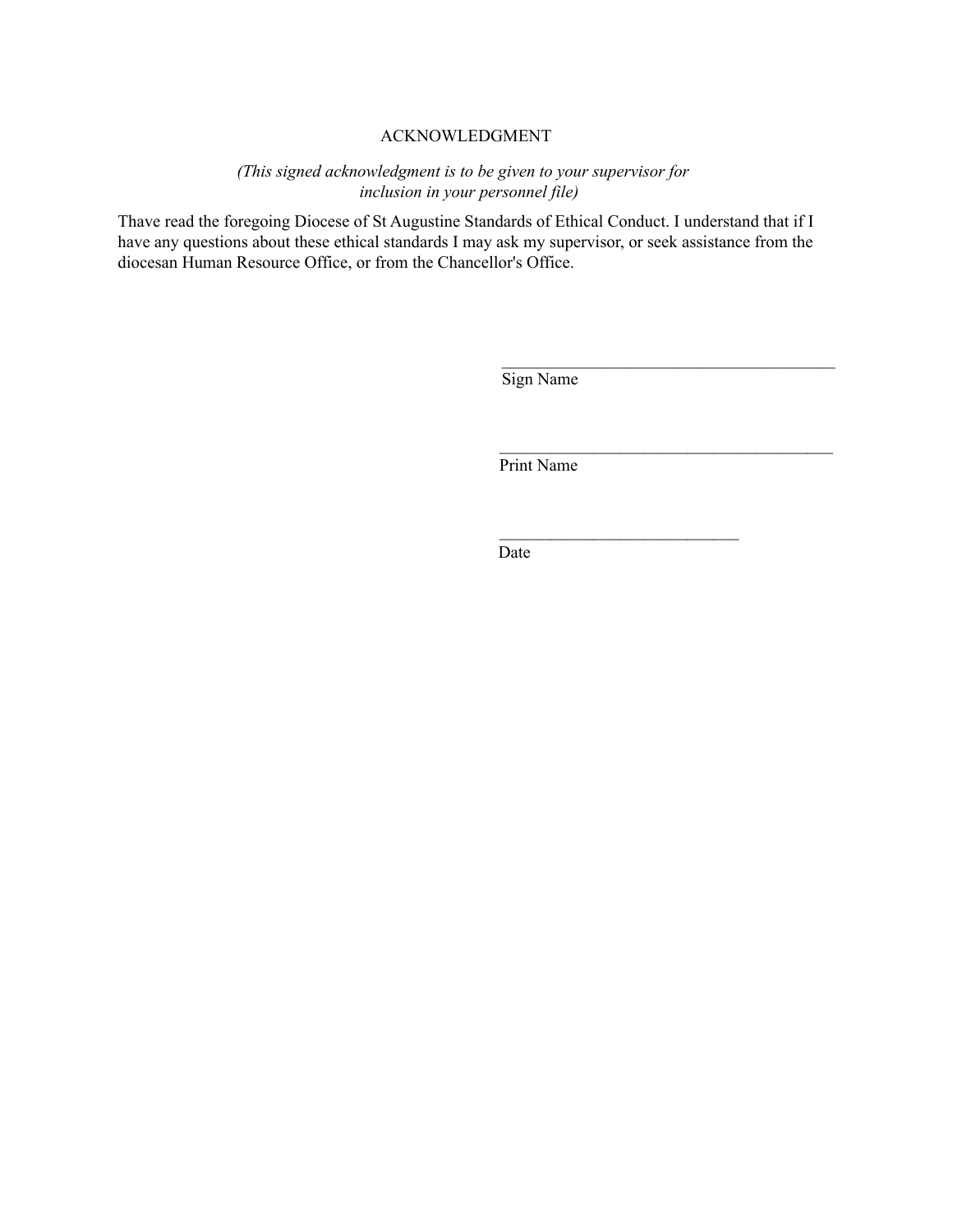# ACKNOWLEDGMENT

*(This signed acknowledgment is to be given to your supervisor for inclusion in your personnel file)*

Thave read the foregoing Diocese of St Augustine Standards of Ethical Conduct. I understand that if I have any questions about these ethical standards I may ask my supervisor, or seek assistance from the diocesan Human Resource Office, or from the Chancellor's Office.

\_\_\_\_\_\_\_\_\_\_\_\_\_\_\_\_\_\_\_\_\_\_\_\_\_\_\_\_\_\_\_\_\_\_\_\_\_\_\_\_
Sign Name

\_\_\_\_\_\_\_\_\_\_\_\_\_\_\_\_\_\_\_\_\_\_\_\_\_\_\_\_\_\_\_\_\_\_\_\_\_\_\_\_
Print Name

\_\_\_\_\_\_\_\_\_\_\_\_\_\_\_\_\_\_\_\_\_\_\_\_\_\_\_\_\_
Date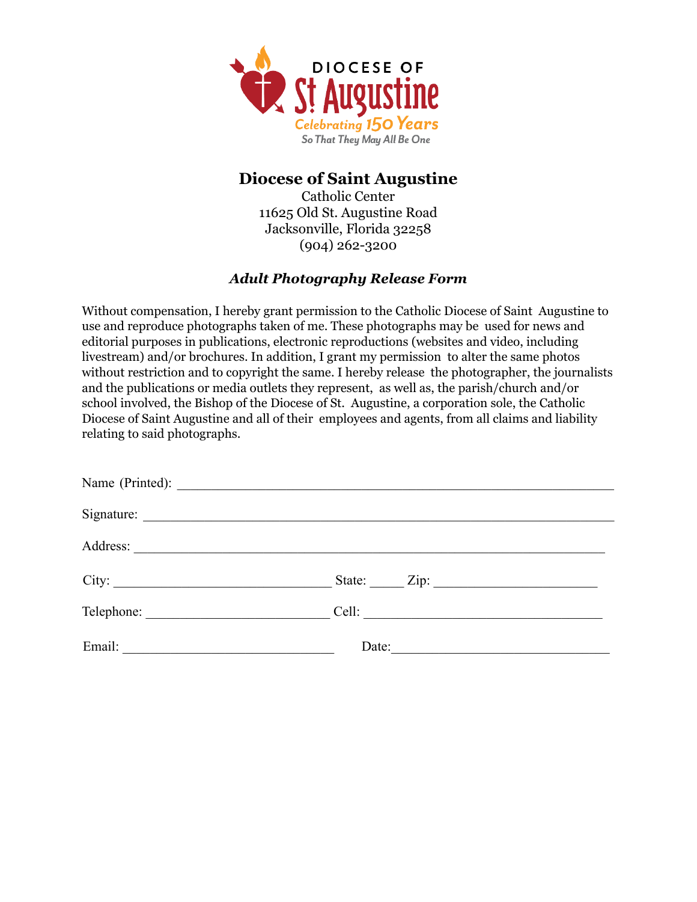DIOCESE OF

St Augustine

Celebrating 150 Years

So That They May All Be One

## Diocese of Saint Augustine

Catholic Center
11625 Old St. Augustine Road
Jacksonville, Florida 32258
(904) 262-3200

### *Adult Photography Release Form*

Without compensation, I hereby grant permission to the Catholic Diocese of Saint Augustine to use and reproduce photographs taken of me. These photographs may be used for news and editorial purposes in publications, electronic reproductions (websites and video, including livestream) and/or brochures. In addition, I grant my permission to alter the same photos without restriction and to copyright the same. I hereby release the photographer, the journalists and the publications or media outlets they represent, as well as, the parish/church and/or school involved, the Bishop of the Diocese of St. Augustine, a corporation sole, the Catholic Diocese of Saint Augustine and all of their employees and agents, from all claims and liability relating to said photographs.

Name (Printed): ____________________________________________

Signature: ____________________________________________

Address: ____________________________________________

City: ______________________ State: _____ Zip: ________________

Telephone: ____________________ Cell: ________________________

Email: ______________________ Date: ______________________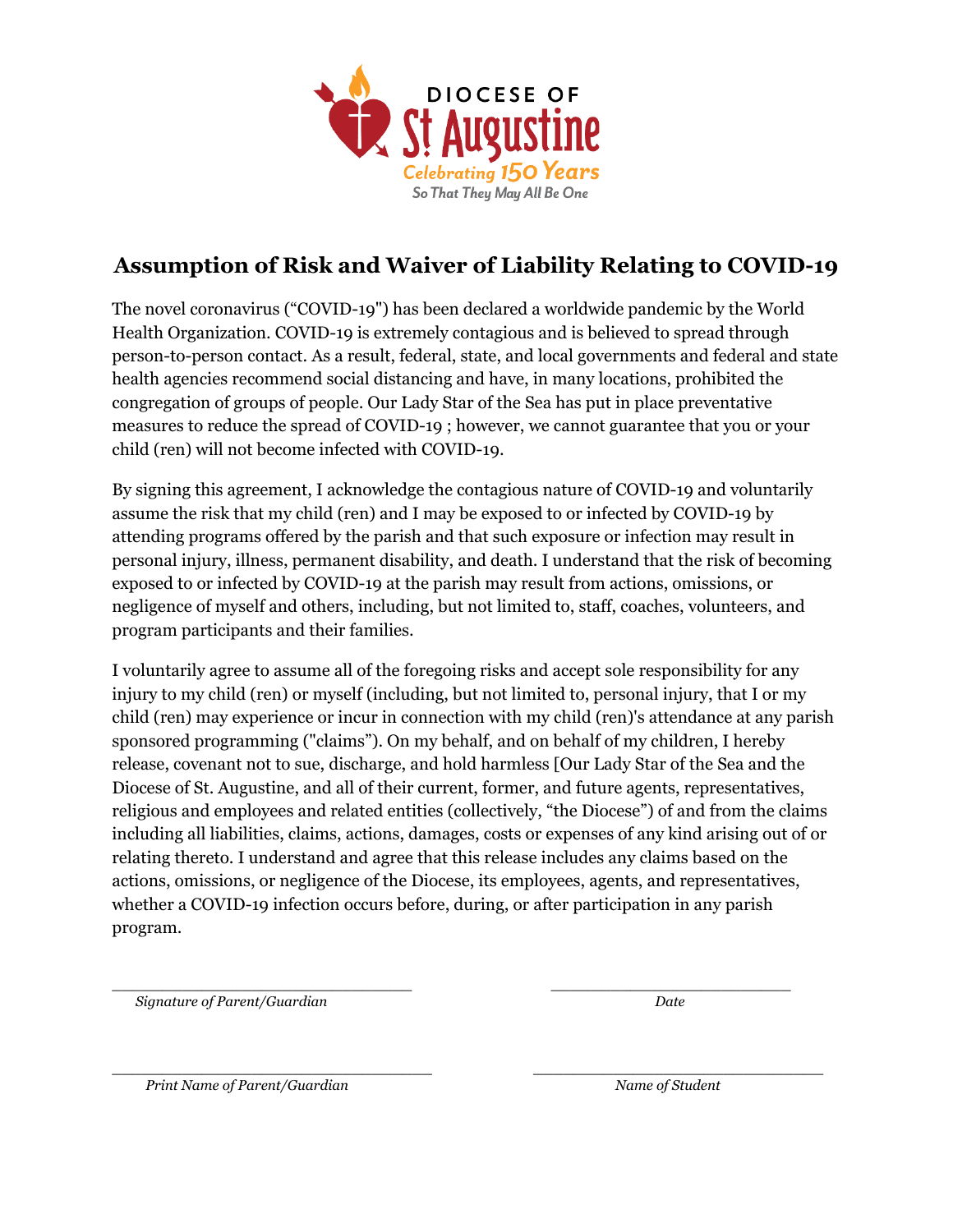DIOCESE OF St Augustine
Celebrating 150 Years
So That They May All Be One

# Assumption of Risk and Waiver of Liability Relating to COVID-19

The novel coronavirus (“COVID-19") has been declared a worldwide pandemic by the World Health Organization. COVID-19 is extremely contagious and is believed to spread through person-to-person contact. As a result, federal, state, and local governments and federal and state health agencies recommend social distancing and have, in many locations, prohibited the congregation of groups of people. Our Lady Star of the Sea has put in place preventative measures to reduce the spread of COVID-19 ; however, we cannot guarantee that you or your child (ren) will not become infected with COVID-19.

By signing this agreement, I acknowledge the contagious nature of COVID-19 and voluntarily assume the risk that my child (ren) and I may be exposed to or infected by COVID-19 by attending programs offered by the parish and that such exposure or infection may result in personal injury, illness, permanent disability, and death. I understand that the risk of becoming exposed to or infected by COVID-19 at the parish may result from actions, omissions, or negligence of myself and others, including, but not limited to, staff, coaches, volunteers, and program participants and their families.

I voluntarily agree to assume all of the foregoing risks and accept sole responsibility for any injury to my child (ren) or myself (including, but not limited to, personal injury, that I or my child (ren) may experience or incur in connection with my child (ren)'s attendance at any parish sponsored programming ("claims”). On my behalf, and on behalf of my children, I hereby release, covenant not to sue, discharge, and hold harmless [Our Lady Star of the Sea and the Diocese of St. Augustine, and all of their current, former, and future agents, representatives, religious and employees and related entities (collectively, “the Diocese”) of and from the claims including all liabilities, claims, actions, damages, costs or expenses of any kind arising out of or relating thereto. I understand and agree that this release includes any claims based on the actions, omissions, or negligence of the Diocese, its employees, agents, and representatives, whether a COVID-19 infection occurs before, during, or after participation in any parish program.

_________________________________ &nbsp;&nbsp;&nbsp;&nbsp; ___________________________

*Signature of Parent/Guardian* &nbsp;&nbsp;&nbsp;&nbsp; *Date*

_________________________________ &nbsp;&nbsp;&nbsp;&nbsp; ___________________________

*Print Name of Parent/Guardian* &nbsp;&nbsp;&nbsp;&nbsp; *Name of Student*